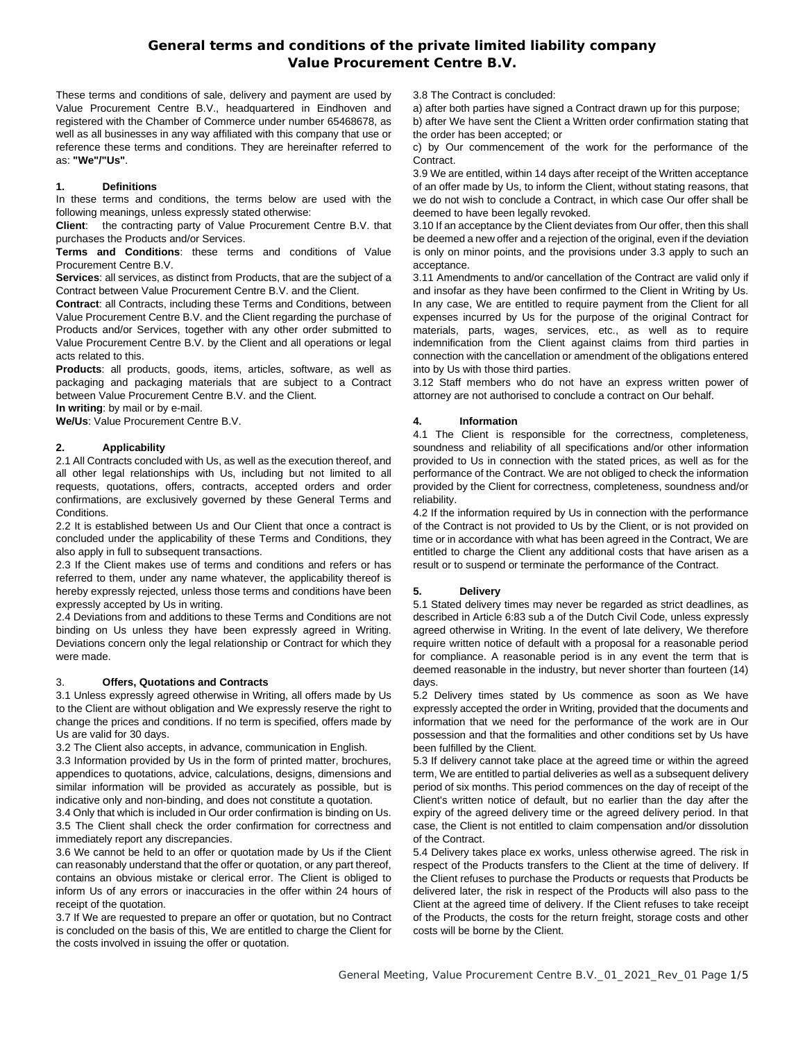# General terms and conditions of the private limited liability company Value Procurement Centre B.V.

These terms and conditions of sale, delivery and payment are used by Value Procurement Centre B.V., headquartered in Eindhoven and registered with the Chamber of Commerce under number 65468678, as well as all businesses in any way affiliated with this company that use or reference these terms and conditions. They are hereinafter referred to as: **"We"/"Us"**.

### 1. Definitions

In these terms and conditions, the terms below are used with the following meanings, unless expressly stated otherwise:

**Client**: the contracting party of Value Procurement Centre B.V. that purchases the Products and/or Services.

**Terms and Conditions**: these terms and conditions of Value Procurement Centre B.V.

**Services**: all services, as distinct from Products, that are the subject of a Contract between Value Procurement Centre B.V. and the Client.

**Contract**: all Contracts, including these Terms and Conditions, between Value Procurement Centre B.V. and the Client regarding the purchase of Products and/or Services, together with any other order submitted to Value Procurement Centre B.V. by the Client and all operations or legal acts related to this.

**Products**: all products, goods, items, articles, software, as well as packaging and packaging materials that are subject to a Contract between Value Procurement Centre B.V. and the Client.

**In writing**: by mail or by e-mail.

**We/Us**: Value Procurement Centre B.V.

### 2. Applicability

2.1 All Contracts concluded with Us, as well as the execution thereof, and all other legal relationships with Us, including but not limited to all requests, quotations, offers, contracts, accepted orders and order confirmations, are exclusively governed by these General Terms and Conditions.

2.2 It is established between Us and Our Client that once a contract is concluded under the applicability of these Terms and Conditions, they also apply in full to subsequent transactions.

2.3 If the Client makes use of terms and conditions and refers or has referred to them, under any name whatever, the applicability thereof is hereby expressly rejected, unless those terms and conditions have been expressly accepted by Us in writing.

2.4 Deviations from and additions to these Terms and Conditions are not binding on Us unless they have been expressly agreed in Writing. Deviations concern only the legal relationship or Contract for which they were made.

### 3. Offers, Quotations and Contracts

3.1 Unless expressly agreed otherwise in Writing, all offers made by Us to the Client are without obligation and We expressly reserve the right to change the prices and conditions. If no term is specified, offers made by Us are valid for 30 days.

3.2 The Client also accepts, in advance, communication in English.

3.3 Information provided by Us in the form of printed matter, brochures, appendices to quotations, advice, calculations, designs, dimensions and similar information will be provided as accurately as possible, but is indicative only and non-binding, and does not constitute a quotation.

3.4 Only that which is included in Our order confirmation is binding on Us.

3.5 The Client shall check the order confirmation for correctness and immediately report any discrepancies.

3.6 We cannot be held to an offer or quotation made by Us if the Client can reasonably understand that the offer or quotation, or any part thereof, contains an obvious mistake or clerical error. The Client is obliged to inform Us of any errors or inaccuracies in the offer within 24 hours of receipt of the quotation.

3.7 If We are requested to prepare an offer or quotation, but no Contract is concluded on the basis of this, We are entitled to charge the Client for the costs involved in issuing the offer or quotation.

3.8 The Contract is concluded:

a) after both parties have signed a Contract drawn up for this purpose;

b) after We have sent the Client a Written order confirmation stating that the order has been accepted; or

c) by Our commencement of the work for the performance of the Contract.

3.9 We are entitled, within 14 days after receipt of the Written acceptance of an offer made by Us, to inform the Client, without stating reasons, that we do not wish to conclude a Contract, in which case Our offer shall be deemed to have been legally revoked.

3.10 If an acceptance by the Client deviates from Our offer, then this shall be deemed a new offer and a rejection of the original, even if the deviation is only on minor points, and the provisions under 3.3 apply to such an acceptance.

3.11 Amendments to and/or cancellation of the Contract are valid only if and insofar as they have been confirmed to the Client in Writing by Us. In any case, We are entitled to require payment from the Client for all expenses incurred by Us for the purpose of the original Contract for materials, parts, wages, services, etc., as well as to require indemnification from the Client against claims from third parties in connection with the cancellation or amendment of the obligations entered into by Us with those third parties.

3.12 Staff members who do not have an express written power of attorney are not authorised to conclude a contract on Our behalf.

### 4. Information

4.1 The Client is responsible for the correctness, completeness, soundness and reliability of all specifications and/or other information provided to Us in connection with the stated prices, as well as for the performance of the Contract. We are not obliged to check the information provided by the Client for correctness, completeness, soundness and/or reliability.

4.2 If the information required by Us in connection with the performance of the Contract is not provided to Us by the Client, or is not provided on time or in accordance with what has been agreed in the Contract, We are entitled to charge the Client any additional costs that have arisen as a result or to suspend or terminate the performance of the Contract.

### 5. Delivery

5.1 Stated delivery times may never be regarded as strict deadlines, as described in Article 6:83 sub a of the Dutch Civil Code, unless expressly agreed otherwise in Writing. In the event of late delivery, We therefore require written notice of default with a proposal for a reasonable period for compliance. A reasonable period is in any event the term that is deemed reasonable in the industry, but never shorter than fourteen (14) days.

5.2 Delivery times stated by Us commence as soon as We have expressly accepted the order in Writing, provided that the documents and information that we need for the performance of the work are in Our possession and that the formalities and other conditions set by Us have been fulfilled by the Client.

5.3 If delivery cannot take place at the agreed time or within the agreed term, We are entitled to partial deliveries as well as a subsequent delivery period of six months. This period commences on the day of receipt of the Client's written notice of default, but no earlier than the day after the expiry of the agreed delivery time or the agreed delivery period. In that case, the Client is not entitled to claim compensation and/or dissolution of the Contract.

5.4 Delivery takes place ex works, unless otherwise agreed. The risk in respect of the Products transfers to the Client at the time of delivery. If the Client refuses to purchase the Products or requests that Products be delivered later, the risk in respect of the Products will also pass to the Client at the agreed time of delivery. If the Client refuses to take receipt of the Products, the costs for the return freight, storage costs and other costs will be borne by the Client.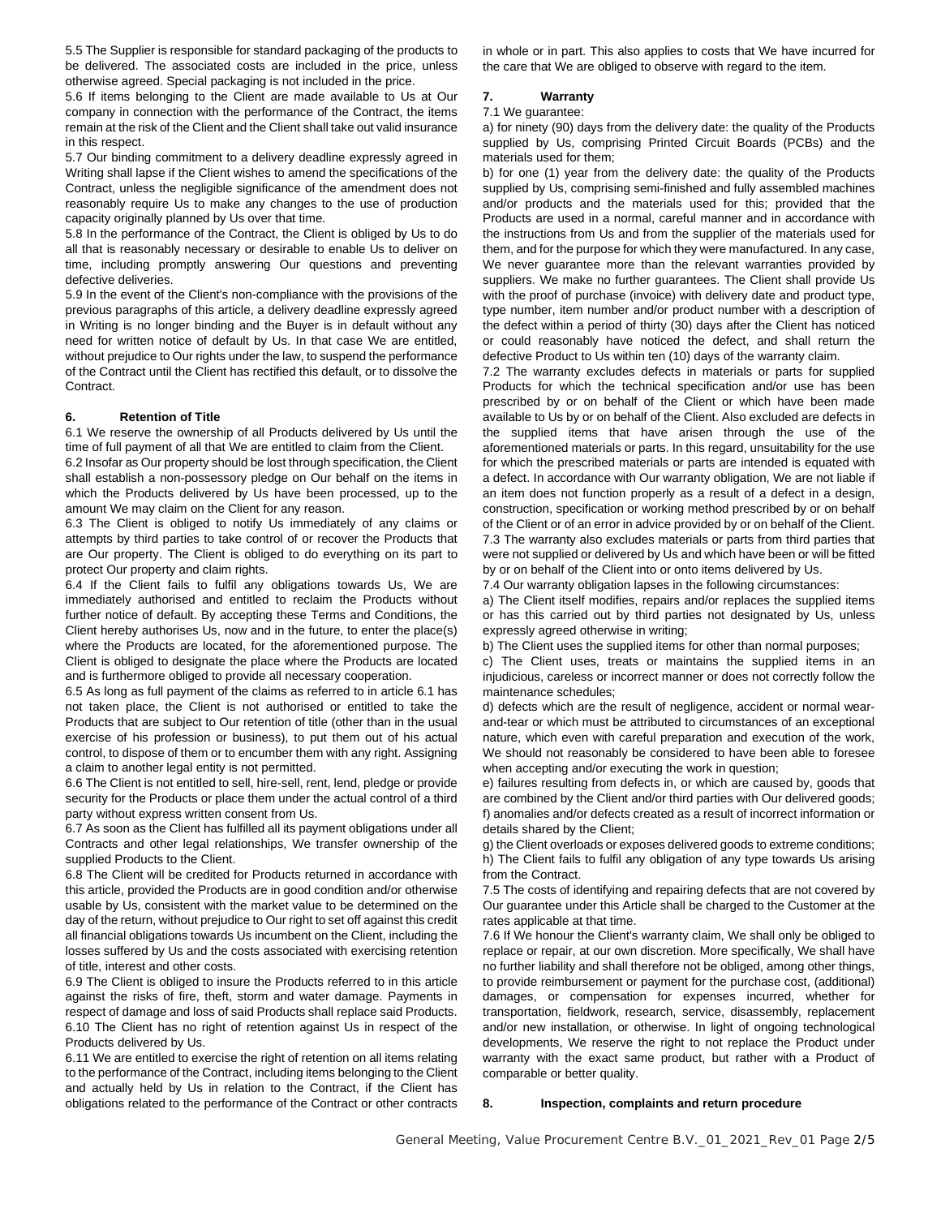5.5 The Supplier is responsible for standard packaging of the products to be delivered. The associated costs are included in the price, unless otherwise agreed. Special packaging is not included in the price.

5.6 If items belonging to the Client are made available to Us at Our company in connection with the performance of the Contract, the items remain at the risk of the Client and the Client shall take out valid insurance in this respect.

5.7 Our binding commitment to a delivery deadline expressly agreed in Writing shall lapse if the Client wishes to amend the specifications of the Contract, unless the negligible significance of the amendment does not reasonably require Us to make any changes to the use of production capacity originally planned by Us over that time.

5.8 In the performance of the Contract, the Client is obliged by Us to do all that is reasonably necessary or desirable to enable Us to deliver on time, including promptly answering Our questions and preventing defective deliveries.

5.9 In the event of the Client's non-compliance with the provisions of the previous paragraphs of this article, a delivery deadline expressly agreed in Writing is no longer binding and the Buyer is in default without any need for written notice of default by Us. In that case We are entitled, without prejudice to Our rights under the law, to suspend the performance of the Contract until the Client has rectified this default, or to dissolve the Contract.

## 6. Retention of Title

6.1 We reserve the ownership of all Products delivered by Us until the time of full payment of all that We are entitled to claim from the Client.

6.2 Insofar as Our property should be lost through specification, the Client shall establish a non-possessory pledge on Our behalf on the items in which the Products delivered by Us have been processed, up to the amount We may claim on the Client for any reason.

6.3 The Client is obliged to notify Us immediately of any claims or attempts by third parties to take control of or recover the Products that are Our property. The Client is obliged to do everything on its part to protect Our property and claim rights.

6.4 If the Client fails to fulfil any obligations towards Us, We are immediately authorised and entitled to reclaim the Products without further notice of default. By accepting these Terms and Conditions, the Client hereby authorises Us, now and in the future, to enter the place(s) where the Products are located, for the aforementioned purpose. The Client is obliged to designate the place where the Products are located and is furthermore obliged to provide all necessary cooperation.

6.5 As long as full payment of the claims as referred to in article 6.1 has not taken place, the Client is not authorised or entitled to take the Products that are subject to Our retention of title (other than in the usual exercise of his profession or business), to put them out of his actual control, to dispose of them or to encumber them with any right. Assigning a claim to another legal entity is not permitted.

6.6 The Client is not entitled to sell, hire-sell, rent, lend, pledge or provide security for the Products or place them under the actual control of a third party without express written consent from Us.

6.7 As soon as the Client has fulfilled all its payment obligations under all Contracts and other legal relationships, We transfer ownership of the supplied Products to the Client.

6.8 The Client will be credited for Products returned in accordance with this article, provided the Products are in good condition and/or otherwise usable by Us, consistent with the market value to be determined on the day of the return, without prejudice to Our right to set off against this credit all financial obligations towards Us incumbent on the Client, including the losses suffered by Us and the costs associated with exercising retention of title, interest and other costs.

6.9 The Client is obliged to insure the Products referred to in this article against the risks of fire, theft, storm and water damage. Payments in respect of damage and loss of said Products shall replace said Products.

6.10 The Client has no right of retention against Us in respect of the Products delivered by Us.

6.11 We are entitled to exercise the right of retention on all items relating to the performance of the Contract, including items belonging to the Client and actually held by Us in relation to the Contract, if the Client has obligations related to the performance of the Contract or other contracts in whole or in part. This also applies to costs that We have incurred for the care that We are obliged to observe with regard to the item.

## 7. Warranty

7.1 We guarantee:

a) for ninety (90) days from the delivery date: the quality of the Products supplied by Us, comprising Printed Circuit Boards (PCBs) and the materials used for them;

b) for one (1) year from the delivery date: the quality of the Products supplied by Us, comprising semi-finished and fully assembled machines and/or products and the materials used for this; provided that the Products are used in a normal, careful manner and in accordance with the instructions from Us and from the supplier of the materials used for them, and for the purpose for which they were manufactured. In any case, We never guarantee more than the relevant warranties provided by suppliers. We make no further guarantees. The Client shall provide Us with the proof of purchase (invoice) with delivery date and product type, type number, item number and/or product number with a description of the defect within a period of thirty (30) days after the Client has noticed or could reasonably have noticed the defect, and shall return the defective Product to Us within ten (10) days of the warranty claim.

7.2 The warranty excludes defects in materials or parts for supplied Products for which the technical specification and/or use has been prescribed by or on behalf of the Client or which have been made available to Us by or on behalf of the Client. Also excluded are defects in the supplied items that have arisen through the use of the aforementioned materials or parts. In this regard, unsuitability for the use for which the prescribed materials or parts are intended is equated with a defect. In accordance with Our warranty obligation, We are not liable if an item does not function properly as a result of a defect in a design, construction, specification or working method prescribed by or on behalf of the Client or of an error in advice provided by or on behalf of the Client.

7.3 The warranty also excludes materials or parts from third parties that were not supplied or delivered by Us and which have been or will be fitted by or on behalf of the Client into or onto items delivered by Us.

7.4 Our warranty obligation lapses in the following circumstances:

a) The Client itself modifies, repairs and/or replaces the supplied items or has this carried out by third parties not designated by Us, unless expressly agreed otherwise in writing;

b) The Client uses the supplied items for other than normal purposes;

c) The Client uses, treats or maintains the supplied items in an injudicious, careless or incorrect manner or does not correctly follow the maintenance schedules;

d) defects which are the result of negligence, accident or normal wear-and-tear or which must be attributed to circumstances of an exceptional nature, which even with careful preparation and execution of the work, We should not reasonably be considered to have been able to foresee when accepting and/or executing the work in question;

e) failures resulting from defects in, or which are caused by, goods that are combined by the Client and/or third parties with Our delivered goods;

f) anomalies and/or defects created as a result of incorrect information or details shared by the Client;

g) the Client overloads or exposes delivered goods to extreme conditions;

h) The Client fails to fulfil any obligation of any type towards Us arising from the Contract.

7.5 The costs of identifying and repairing defects that are not covered by Our guarantee under this Article shall be charged to the Customer at the rates applicable at that time.

7.6 If We honour the Client's warranty claim, We shall only be obliged to replace or repair, at our own discretion. More specifically, We shall have no further liability and shall therefore not be obliged, among other things, to provide reimbursement or payment for the purchase cost, (additional) damages, or compensation for expenses incurred, whether for transportation, fieldwork, research, service, disassembly, replacement and/or new installation, or otherwise. In light of ongoing technological developments, We reserve the right to not replace the Product under warranty with the exact same product, but rather with a Product of comparable or better quality.

## 8. Inspection, complaints and return procedure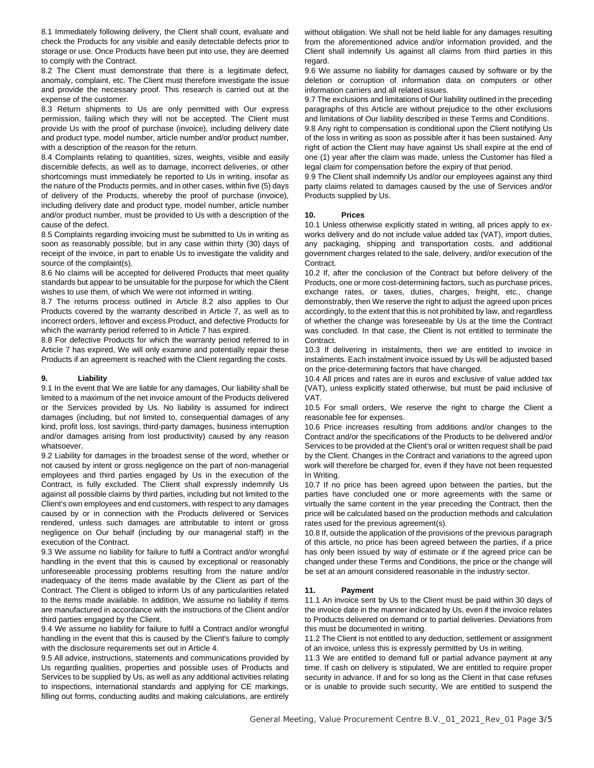8.1 Immediately following delivery, the Client shall count, evaluate and check the Products for any visible and easily detectable defects prior to storage or use. Once Products have been put into use, they are deemed to comply with the Contract.

8.2 The Client must demonstrate that there is a legitimate defect, anomaly, complaint, etc. The Client must therefore investigate the issue and provide the necessary proof. This research is carried out at the expense of the customer.

8.3 Return shipments to Us are only permitted with Our express permission, failing which they will not be accepted. The Client must provide Us with the proof of purchase (invoice), including delivery date and product type, model number, article number and/or product number, with a description of the reason for the return.

8.4 Complaints relating to quantities, sizes, weights, visible and easily discernible defects, as well as to damage, incorrect deliveries, or other shortcomings must immediately be reported to Us in writing, insofar as the nature of the Products permits, and in other cases, within five (5) days of delivery of the Products, whereby the proof of purchase (invoice), including delivery date and product type, model number, article number and/or product number, must be provided to Us with a description of the cause of the defect.

8.5 Complaints regarding invoicing must be submitted to Us in writing as soon as reasonably possible, but in any case within thirty (30) days of receipt of the invoice, in part to enable Us to investigate the validity and source of the complaint(s).

8.6 No claims will be accepted for delivered Products that meet quality standards but appear to be unsuitable for the purpose for which the Client wishes to use them, of which We were not informed in writing.

8.7 The returns process outlined in Article 8.2 also applies to Our Products covered by the warranty described in Article 7, as well as to incorrect orders, leftover and excess Product, and defective Products for which the warranty period referred to in Article 7 has expired.

8.8 For defective Products for which the warranty period referred to in Article 7 has expired, We will only examine and potentially repair these Products if an agreement is reached with the Client regarding the costs.

## 9. Liability

9.1 In the event that We are liable for any damages, Our liability shall be limited to a maximum of the net invoice amount of the Products delivered or the Services provided by Us. No liability is assumed for indirect damages (including, but not limited to, consequential damages of any kind, profit loss, lost savings, third-party damages, business interruption and/or damages arising from lost productivity) caused by any reason whatsoever.

9.2 Liability for damages in the broadest sense of the word, whether or not caused by intent or gross negligence on the part of non-managerial employees and third parties engaged by Us in the execution of the Contract, is fully excluded. The Client shall expressly indemnify Us against all possible claims by third parties, including but not limited to the Client's own employees and end customers, with respect to any damages caused by or in connection with the Products delivered or Services rendered, unless such damages are attributable to intent or gross negligence on Our behalf (including by our managerial staff) in the execution of the Contract.

9.3 We assume no liability for failure to fulfil a Contract and/or wrongful handling in the event that this is caused by exceptional or reasonably unforeseeable processing problems resulting from the nature and/or inadequacy of the items made available by the Client as part of the Contract. The Client is obliged to inform Us of any particularities related to the items made available. In addition, We assume no liability if items are manufactured in accordance with the instructions of the Client and/or third parties engaged by the Client.

9.4 We assume no liability for failure to fulfil a Contract and/or wrongful handling in the event that this is caused by the Client's failure to comply with the disclosure requirements set out in Article 4.

9.5 All advice, instructions, statements and communications provided by Us regarding qualities, properties and possible uses of Products and Services to be supplied by Us, as well as any additional activities relating to inspections, international standards and applying for CE markings, filling out forms, conducting audits and making calculations, are entirely without obligation. We shall not be held liable for any damages resulting from the aforementioned advice and/or information provided, and the Client shall indemnify Us against all claims from third parties in this regard.

9.6 We assume no liability for damages caused by software or by the deletion or corruption of information data on computers or other information carriers and all related issues.

9.7 The exclusions and limitations of Our liability outlined in the preceding paragraphs of this Article are without prejudice to the other exclusions and limitations of Our liability described in these Terms and Conditions.

9.8 Any right to compensation is conditional upon the Client notifying Us of the loss in writing as soon as possible after it has been sustained. Any right of action the Client may have against Us shall expire at the end of one (1) year after the claim was made, unless the Customer has filed a legal claim for compensation before the expiry of that period.

9.9 The Client shall indemnify Us and/or our employees against any third party claims related to damages caused by the use of Services and/or Products supplied by Us.

## 10. Prices

10.1 Unless otherwise explicitly stated in writing, all prices apply to ex-works delivery and do not include value added tax (VAT), import duties, any packaging, shipping and transportation costs, and additional government charges related to the sale, delivery, and/or execution of the Contract.

10.2 If, after the conclusion of the Contract but before delivery of the Products, one or more cost-determining factors, such as purchase prices, exchange rates, or taxes, duties, charges, freight, etc., change demonstrably, then We reserve the right to adjust the agreed upon prices accordingly, to the extent that this is not prohibited by law, and regardless of whether the change was foreseeable by Us at the time the Contract was concluded. In that case, the Client is not entitled to terminate the Contract.

10.3 If delivering in instalments, then we are entitled to invoice in instalments. Each instalment invoice issued by Us will be adjusted based on the price-determining factors that have changed.

10.4 All prices and rates are in euros and exclusive of value added tax (VAT), unless explicitly stated otherwise, but must be paid inclusive of VAT.

10.5 For small orders, We reserve the right to charge the Client a reasonable fee for expenses.

10.6 Price increases resulting from additions and/or changes to the Contract and/or the specifications of the Products to be delivered and/or Services to be provided at the Client's oral or written request shall be paid by the Client. Changes in the Contract and variations to the agreed upon work will therefore be charged for, even if they have not been requested In Writing.

10.7 If no price has been agreed upon between the parties, but the parties have concluded one or more agreements with the same or virtually the same content in the year preceding the Contract, then the price will be calculated based on the production methods and calculation rates used for the previous agreement(s).

10.8 If, outside the application of the provisions of the previous paragraph of this article, no price has been agreed between the parties, if a price has only been issued by way of estimate or if the agreed price can be changed under these Terms and Conditions, the price or the change will be set at an amount considered reasonable in the industry sector.

## 11. Payment

11.1 An invoice sent by Us to the Client must be paid within 30 days of the invoice date in the manner indicated by Us, even if the invoice relates to Products delivered on demand or to partial deliveries. Deviations from this must be documented in writing.

11.2 The Client is not entitled to any deduction, settlement or assignment of an invoice, unless this is expressly permitted by Us in writing.

11.3 We are entitled to demand full or partial advance payment at any time. If cash on delivery is stipulated, We are entitled to require proper security in advance. If and for so long as the Client in that case refuses or is unable to provide such security, We are entitled to suspend the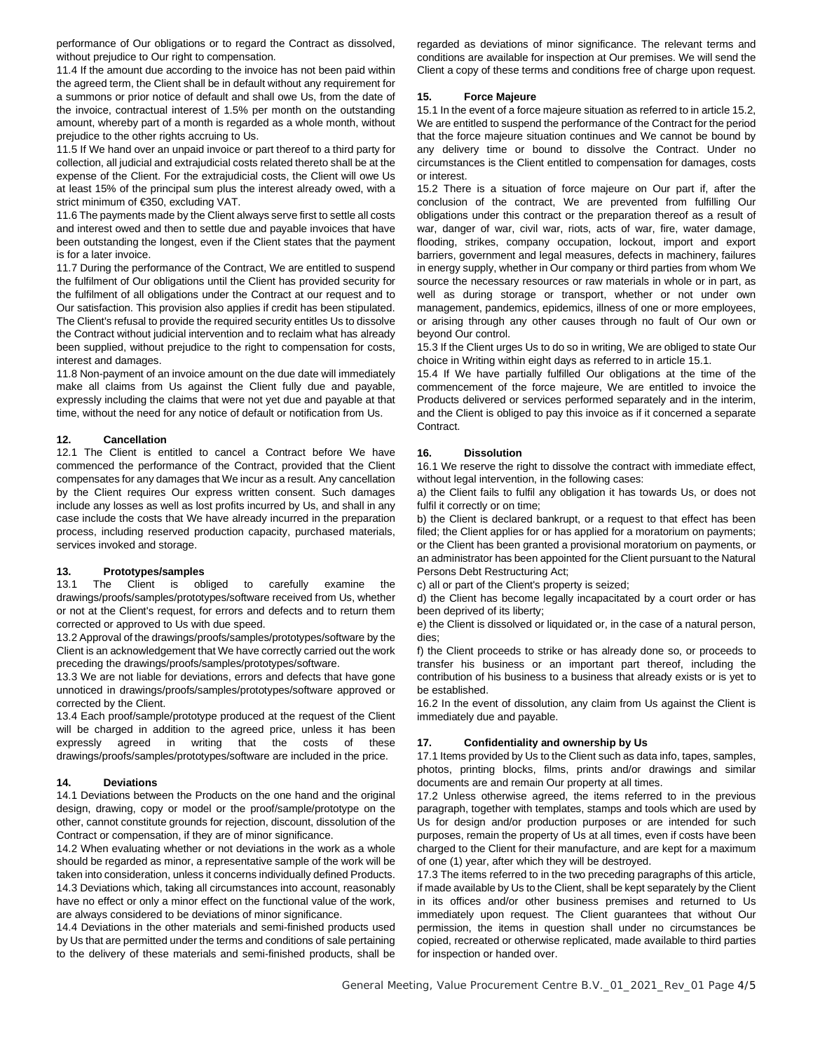performance of Our obligations or to regard the Contract as dissolved, without prejudice to Our right to compensation.

11.4 If the amount due according to the invoice has not been paid within the agreed term, the Client shall be in default without any requirement for a summons or prior notice of default and shall owe Us, from the date of the invoice, contractual interest of 1.5% per month on the outstanding amount, whereby part of a month is regarded as a whole month, without prejudice to the other rights accruing to Us.

11.5 If We hand over an unpaid invoice or part thereof to a third party for collection, all judicial and extrajudicial costs related thereto shall be at the expense of the Client. For the extrajudicial costs, the Client will owe Us at least 15% of the principal sum plus the interest already owed, with a strict minimum of €350, excluding VAT.

11.6 The payments made by the Client always serve first to settle all costs and interest owed and then to settle due and payable invoices that have been outstanding the longest, even if the Client states that the payment is for a later invoice.

11.7 During the performance of the Contract, We are entitled to suspend the fulfilment of Our obligations until the Client has provided security for the fulfilment of all obligations under the Contract at our request and to Our satisfaction. This provision also applies if credit has been stipulated. The Client's refusal to provide the required security entitles Us to dissolve the Contract without judicial intervention and to reclaim what has already been supplied, without prejudice to the right to compensation for costs, interest and damages.

11.8 Non-payment of an invoice amount on the due date will immediately make all claims from Us against the Client fully due and payable, expressly including the claims that were not yet due and payable at that time, without the need for any notice of default or notification from Us.

## 12. Cancellation

12.1 The Client is entitled to cancel a Contract before We have commenced the performance of the Contract, provided that the Client compensates for any damages that We incur as a result. Any cancellation by the Client requires Our express written consent. Such damages include any losses as well as lost profits incurred by Us, and shall in any case include the costs that We have already incurred in the preparation process, including reserved production capacity, purchased materials, services invoked and storage.

## 13. Prototypes/samples

13.1 The Client is obliged to carefully examine the drawings/proofs/samples/prototypes/software received from Us, whether or not at the Client's request, for errors and defects and to return them corrected or approved to Us with due speed.

13.2 Approval of the drawings/proofs/samples/prototypes/software by the Client is an acknowledgement that We have correctly carried out the work preceding the drawings/proofs/samples/prototypes/software.

13.3 We are not liable for deviations, errors and defects that have gone unnoticed in drawings/proofs/samples/prototypes/software approved or corrected by the Client.

13.4 Each proof/sample/prototype produced at the request of the Client will be charged in addition to the agreed price, unless it has been expressly agreed in writing that the costs of these drawings/proofs/samples/prototypes/software are included in the price.

## 14. Deviations

14.1 Deviations between the Products on the one hand and the original design, drawing, copy or model or the proof/sample/prototype on the other, cannot constitute grounds for rejection, discount, dissolution of the Contract or compensation, if they are of minor significance.

14.2 When evaluating whether or not deviations in the work as a whole should be regarded as minor, a representative sample of the work will be taken into consideration, unless it concerns individually defined Products.

14.3 Deviations which, taking all circumstances into account, reasonably have no effect or only a minor effect on the functional value of the work, are always considered to be deviations of minor significance.

14.4 Deviations in the other materials and semi-finished products used by Us that are permitted under the terms and conditions of sale pertaining to the delivery of these materials and semi-finished products, shall be regarded as deviations of minor significance. The relevant terms and conditions are available for inspection at Our premises. We will send the Client a copy of these terms and conditions free of charge upon request.

## 15. Force Majeure

15.1 In the event of a force majeure situation as referred to in article 15.2, We are entitled to suspend the performance of the Contract for the period that the force majeure situation continues and We cannot be bound by any delivery time or bound to dissolve the Contract. Under no circumstances is the Client entitled to compensation for damages, costs or interest.

15.2 There is a situation of force majeure on Our part if, after the conclusion of the contract, We are prevented from fulfilling Our obligations under this contract or the preparation thereof as a result of war, danger of war, civil war, riots, acts of war, fire, water damage, flooding, strikes, company occupation, lockout, import and export barriers, government and legal measures, defects in machinery, failures in energy supply, whether in Our company or third parties from whom We source the necessary resources or raw materials in whole or in part, as well as during storage or transport, whether or not under own management, pandemics, epidemics, illness of one or more employees, or arising through any other causes through no fault of Our own or beyond Our control.

15.3 If the Client urges Us to do so in writing, We are obliged to state Our choice in Writing within eight days as referred to in article 15.1.

15.4 If We have partially fulfilled Our obligations at the time of the commencement of the force majeure, We are entitled to invoice the Products delivered or services performed separately and in the interim, and the Client is obliged to pay this invoice as if it concerned a separate Contract.

## 16. Dissolution

16.1 We reserve the right to dissolve the contract with immediate effect, without legal intervention, in the following cases:

a) the Client fails to fulfil any obligation it has towards Us, or does not fulfil it correctly or on time;

b) the Client is declared bankrupt, or a request to that effect has been filed; the Client applies for or has applied for a moratorium on payments; or the Client has been granted a provisional moratorium on payments, or an administrator has been appointed for the Client pursuant to the Natural Persons Debt Restructuring Act;

c) all or part of the Client's property is seized;

d) the Client has become legally incapacitated by a court order or has been deprived of its liberty;

e) the Client is dissolved or liquidated or, in the case of a natural person, dies;

f) the Client proceeds to strike or has already done so, or proceeds to transfer his business or an important part thereof, including the contribution of his business to a business that already exists or is yet to be established.

16.2 In the event of dissolution, any claim from Us against the Client is immediately due and payable.

## 17. Confidentiality and ownership by Us

17.1 Items provided by Us to the Client such as data info, tapes, samples, photos, printing blocks, films, prints and/or drawings and similar documents are and remain Our property at all times.

17.2 Unless otherwise agreed, the items referred to in the previous paragraph, together with templates, stamps and tools which are used by Us for design and/or production purposes or are intended for such purposes, remain the property of Us at all times, even if costs have been charged to the Client for their manufacture, and are kept for a maximum of one (1) year, after which they will be destroyed.

17.3 The items referred to in the two preceding paragraphs of this article, if made available by Us to the Client, shall be kept separately by the Client in its offices and/or other business premises and returned to Us immediately upon request. The Client guarantees that without Our permission, the items in question shall under no circumstances be copied, recreated or otherwise replicated, made available to third parties for inspection or handed over.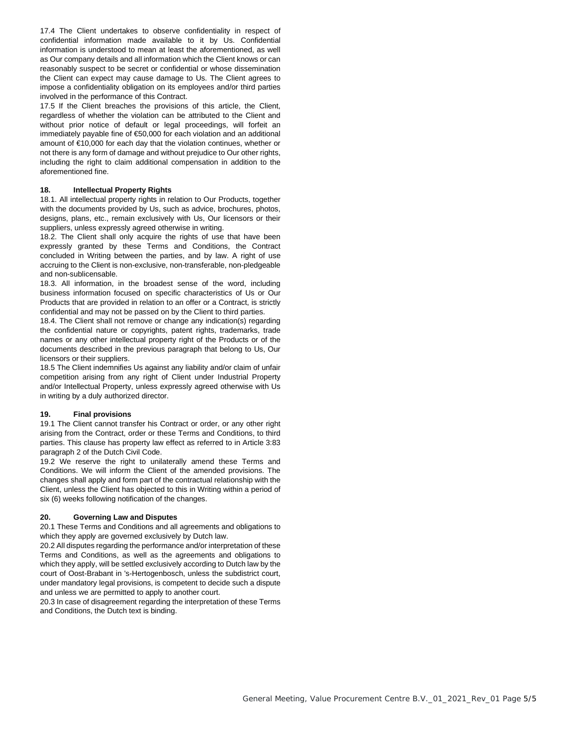17.4 The Client undertakes to observe confidentiality in respect of confidential information made available to it by Us. Confidential information is understood to mean at least the aforementioned, as well as Our company details and all information which the Client knows or can reasonably suspect to be secret or confidential or whose dissemination the Client can expect may cause damage to Us. The Client agrees to impose a confidentiality obligation on its employees and/or third parties involved in the performance of this Contract.

17.5 If the Client breaches the provisions of this article, the Client, regardless of whether the violation can be attributed to the Client and without prior notice of default or legal proceedings, will forfeit an immediately payable fine of €50,000 for each violation and an additional amount of €10,000 for each day that the violation continues, whether or not there is any form of damage and without prejudice to Our other rights, including the right to claim additional compensation in addition to the aforementioned fine.

## 18. Intellectual Property Rights

18.1. All intellectual property rights in relation to Our Products, together with the documents provided by Us, such as advice, brochures, photos, designs, plans, etc., remain exclusively with Us, Our licensors or their suppliers, unless expressly agreed otherwise in writing.

18.2. The Client shall only acquire the rights of use that have been expressly granted by these Terms and Conditions, the Contract concluded in Writing between the parties, and by law. A right of use accruing to the Client is non-exclusive, non-transferable, non-pledgeable and non-sublicensable.

18.3. All information, in the broadest sense of the word, including business information focused on specific characteristics of Us or Our Products that are provided in relation to an offer or a Contract, is strictly confidential and may not be passed on by the Client to third parties.

18.4. The Client shall not remove or change any indication(s) regarding the confidential nature or copyrights, patent rights, trademarks, trade names or any other intellectual property right of the Products or of the documents described in the previous paragraph that belong to Us, Our licensors or their suppliers.

18.5 The Client indemnifies Us against any liability and/or claim of unfair competition arising from any right of Client under Industrial Property and/or Intellectual Property, unless expressly agreed otherwise with Us in writing by a duly authorized director.

## 19. Final provisions

19.1 The Client cannot transfer his Contract or order, or any other right arising from the Contract, order or these Terms and Conditions, to third parties. This clause has property law effect as referred to in Article 3:83 paragraph 2 of the Dutch Civil Code.

19.2 We reserve the right to unilaterally amend these Terms and Conditions. We will inform the Client of the amended provisions. The changes shall apply and form part of the contractual relationship with the Client, unless the Client has objected to this in Writing within a period of six (6) weeks following notification of the changes.

## 20. Governing Law and Disputes

20.1 These Terms and Conditions and all agreements and obligations to which they apply are governed exclusively by Dutch law.

20.2 All disputes regarding the performance and/or interpretation of these Terms and Conditions, as well as the agreements and obligations to which they apply, will be settled exclusively according to Dutch law by the court of Oost-Brabant in 's-Hertogenbosch, unless the subdistrict court, under mandatory legal provisions, is competent to decide such a dispute and unless we are permitted to apply to another court.

20.3 In case of disagreement regarding the interpretation of these Terms and Conditions, the Dutch text is binding.